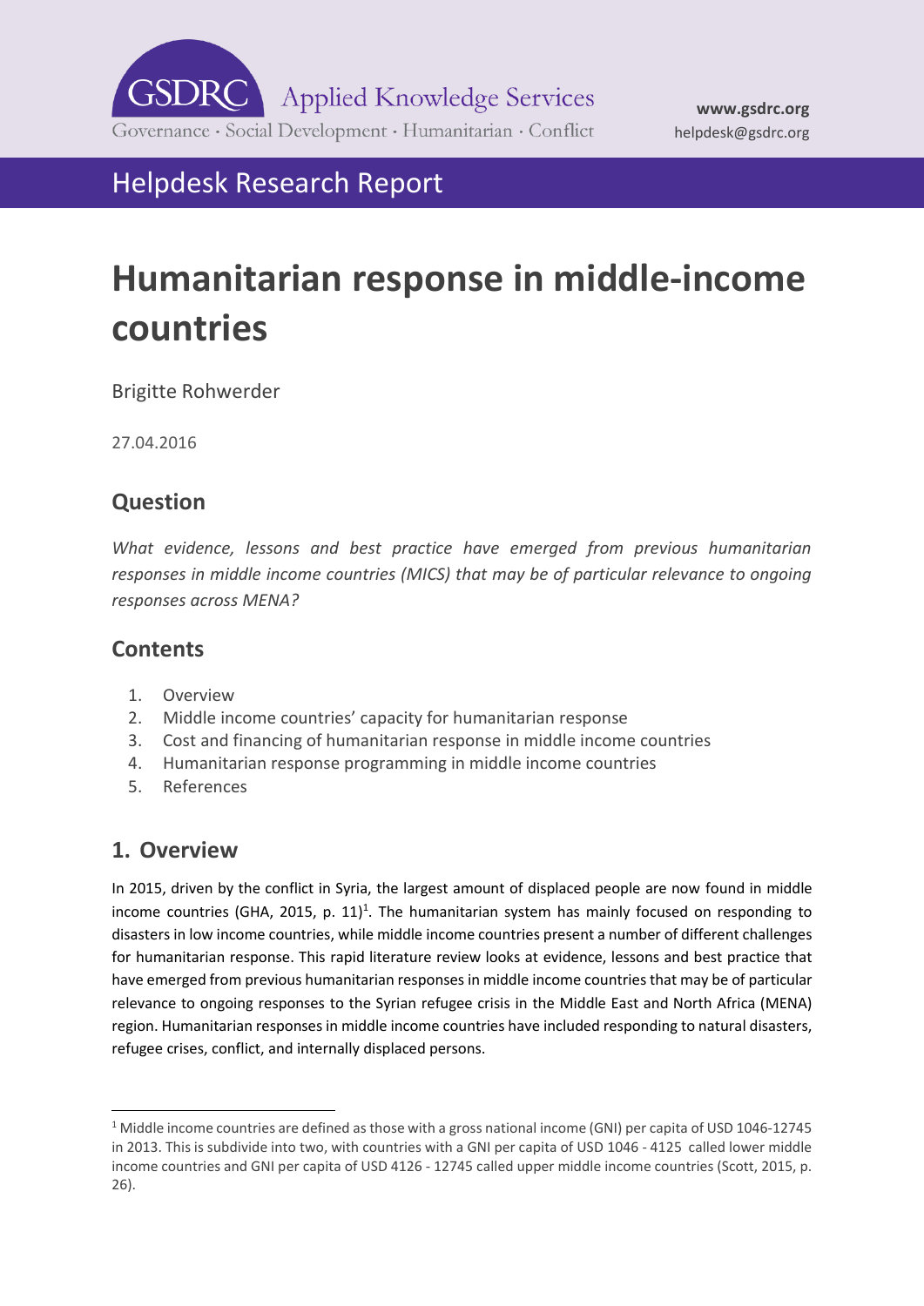GSDRC Applied Knowledge Services

Governance · Social Development · Humanitarian · Conflict

www.gsdrc.org
helpdesk@gsdrc.org

Helpdesk Research Report

# Humanitarian response in middle-income countries

Brigitte Rohwerder

27.04.2016

## Question

*What evidence, lessons and best practice have emerged from previous humanitarian responses in middle income countries (MICS) that may be of particular relevance to ongoing responses across MENA?*

## Contents

1. Overview
2. Middle income countries' capacity for humanitarian response
3. Cost and financing of humanitarian response in middle income countries
4. Humanitarian response programming in middle income countries
5. References

## 1. Overview

In 2015, driven by the conflict in Syria, the largest amount of displaced people are now found in middle income countries (GHA, 2015, p. 11)[1]. The humanitarian system has mainly focused on responding to disasters in low income countries, while middle income countries present a number of different challenges for humanitarian response. This rapid literature review looks at evidence, lessons and best practice that have emerged from previous humanitarian responses in middle income countries that may be of particular relevance to ongoing responses to the Syrian refugee crisis in the Middle East and North Africa (MENA) region. Humanitarian responses in middle income countries have included responding to natural disasters, refugee crises, conflict, and internally displaced persons.

[1] Middle income countries are defined as those with a gross national income (GNI) per capita of USD 1046-12745 in 2013. This is subdivide into two, with countries with a GNI per capita of USD 1046 - 4125 called lower middle income countries and GNI per capita of USD 4126 - 12745 called upper middle income countries (Scott, 2015, p. 26).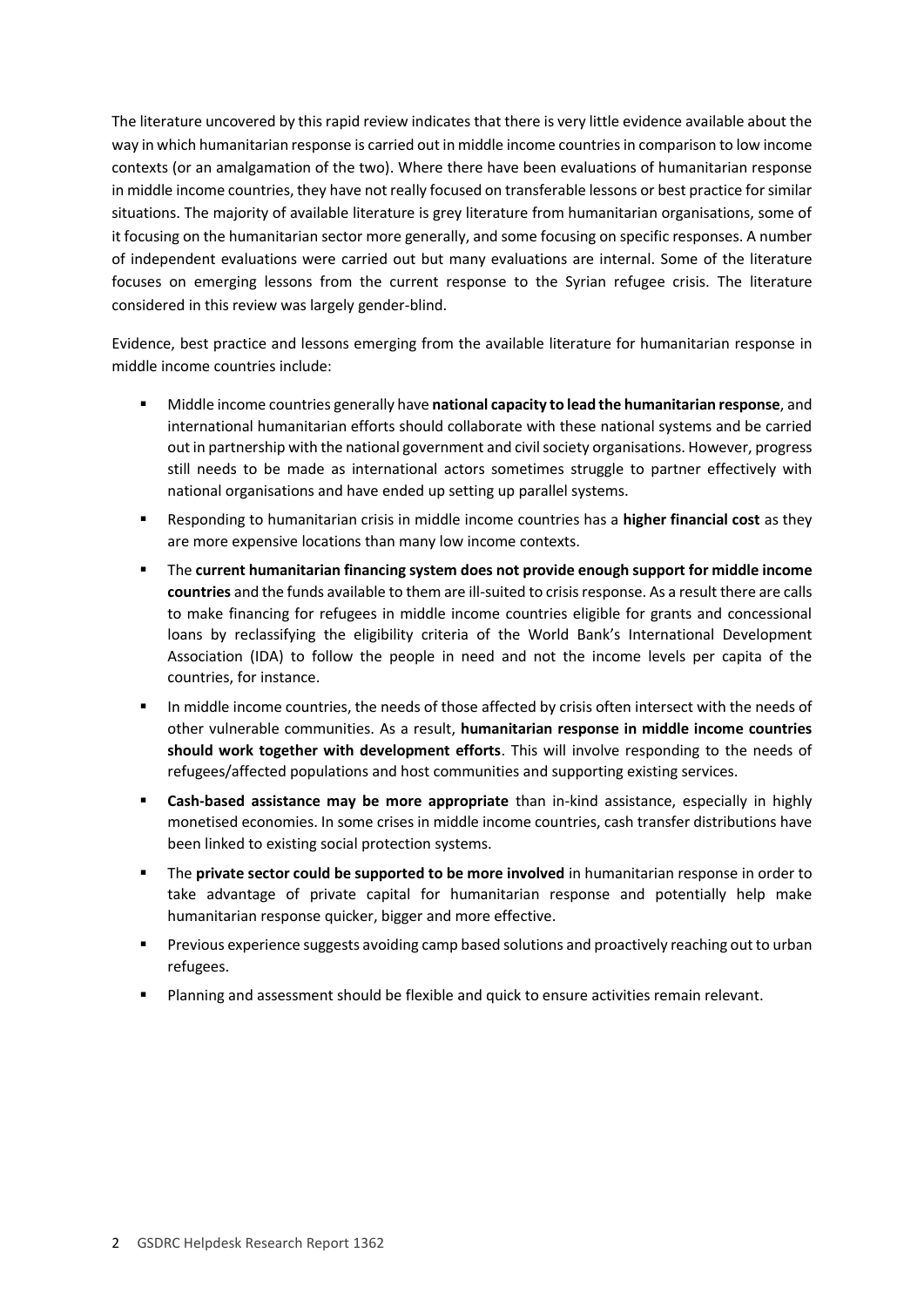The literature uncovered by this rapid review indicates that there is very little evidence available about the way in which humanitarian response is carried out in middle income countries in comparison to low income contexts (or an amalgamation of the two). Where there have been evaluations of humanitarian response in middle income countries, they have not really focused on transferable lessons or best practice for similar situations. The majority of available literature is grey literature from humanitarian organisations, some of it focusing on the humanitarian sector more generally, and some focusing on specific responses. A number of independent evaluations were carried out but many evaluations are internal. Some of the literature focuses on emerging lessons from the current response to the Syrian refugee crisis. The literature considered in this review was largely gender-blind.

Evidence, best practice and lessons emerging from the available literature for humanitarian response in middle income countries include:

- Middle income countries generally have **national capacity to lead the humanitarian response**, and international humanitarian efforts should collaborate with these national systems and be carried out in partnership with the national government and civil society organisations. However, progress still needs to be made as international actors sometimes struggle to partner effectively with national organisations and have ended up setting up parallel systems.
- Responding to humanitarian crisis in middle income countries has a **higher financial cost** as they are more expensive locations than many low income contexts.
- The **current humanitarian financing system does not provide enough support for middle income countries** and the funds available to them are ill-suited to crisis response. As a result there are calls to make financing for refugees in middle income countries eligible for grants and concessional loans by reclassifying the eligibility criteria of the World Bank's International Development Association (IDA) to follow the people in need and not the income levels per capita of the countries, for instance.
- In middle income countries, the needs of those affected by crisis often intersect with the needs of other vulnerable communities. As a result, **humanitarian response in middle income countries should work together with development efforts**. This will involve responding to the needs of refugees/affected populations and host communities and supporting existing services.
- **Cash-based assistance may be more appropriate** than in-kind assistance, especially in highly monetised economies. In some crises in middle income countries, cash transfer distributions have been linked to existing social protection systems.
- The **private sector could be supported to be more involved** in humanitarian response in order to take advantage of private capital for humanitarian response and potentially help make humanitarian response quicker, bigger and more effective.
- Previous experience suggests avoiding camp based solutions and proactively reaching out to urban refugees.
- Planning and assessment should be flexible and quick to ensure activities remain relevant.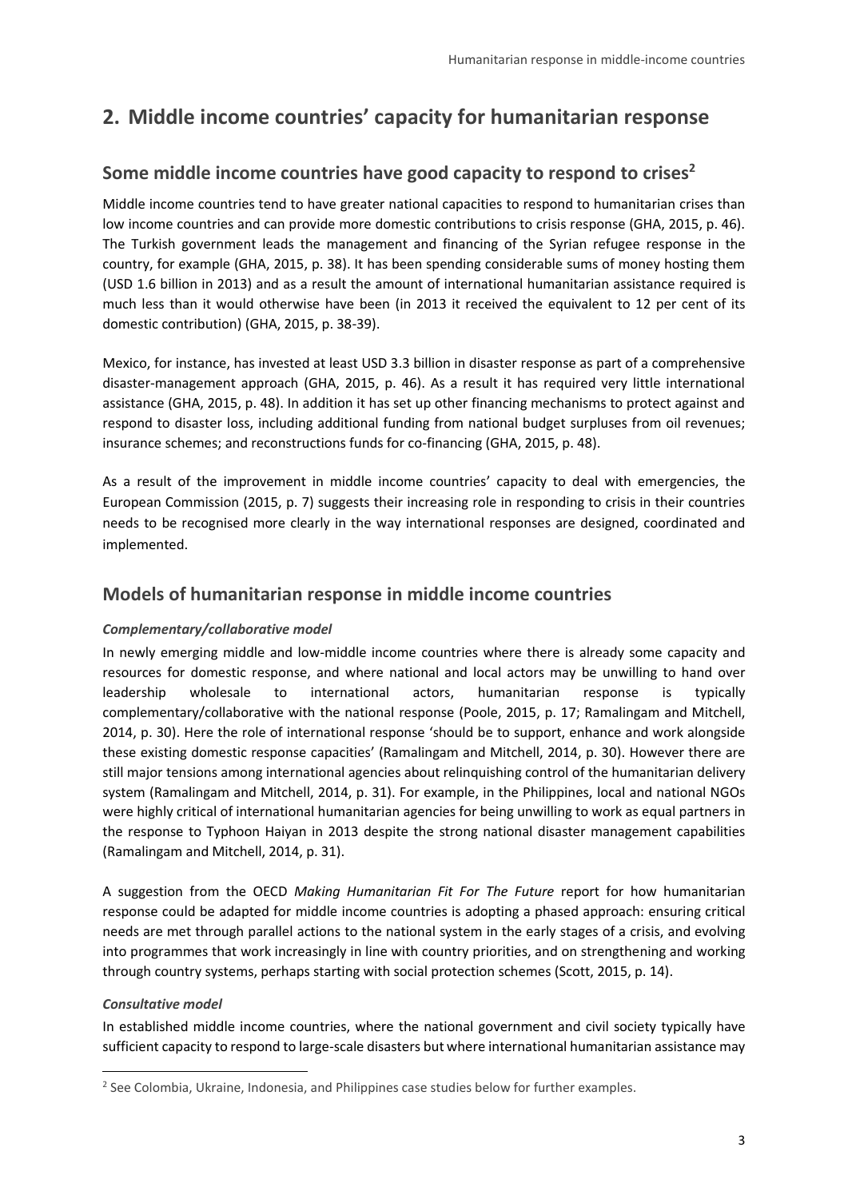## 2. Middle income countries' capacity for humanitarian response

### Some middle income countries have good capacity to respond to crises[2]

Middle income countries tend to have greater national capacities to respond to humanitarian crises than low income countries and can provide more domestic contributions to crisis response (GHA, 2015, p. 46). The Turkish government leads the management and financing of the Syrian refugee response in the country, for example (GHA, 2015, p. 38). It has been spending considerable sums of money hosting them (USD 1.6 billion in 2013) and as a result the amount of international humanitarian assistance required is much less than it would otherwise have been (in 2013 it received the equivalent to 12 per cent of its domestic contribution) (GHA, 2015, p. 38-39).

Mexico, for instance, has invested at least USD 3.3 billion in disaster response as part of a comprehensive disaster-management approach (GHA, 2015, p. 46). As a result it has required very little international assistance (GHA, 2015, p. 48). In addition it has set up other financing mechanisms to protect against and respond to disaster loss, including additional funding from national budget surpluses from oil revenues; insurance schemes; and reconstructions funds for co-financing (GHA, 2015, p. 48).

As a result of the improvement in middle income countries' capacity to deal with emergencies, the European Commission (2015, p. 7) suggests their increasing role in responding to crisis in their countries needs to be recognised more clearly in the way international responses are designed, coordinated and implemented.

### Models of humanitarian response in middle income countries

#### *Complementary/collaborative model*

In newly emerging middle and low-middle income countries where there is already some capacity and resources for domestic response, and where national and local actors may be unwilling to hand over leadership wholesale to international actors, humanitarian response is typically complementary/collaborative with the national response (Poole, 2015, p. 17; Ramalingam and Mitchell, 2014, p. 30). Here the role of international response 'should be to support, enhance and work alongside these existing domestic response capacities' (Ramalingam and Mitchell, 2014, p. 30). However there are still major tensions among international agencies about relinquishing control of the humanitarian delivery system (Ramalingam and Mitchell, 2014, p. 31). For example, in the Philippines, local and national NGOs were highly critical of international humanitarian agencies for being unwilling to work as equal partners in the response to Typhoon Haiyan in 2013 despite the strong national disaster management capabilities (Ramalingam and Mitchell, 2014, p. 31).

A suggestion from the OECD *Making Humanitarian Fit For The Future* report for how humanitarian response could be adapted for middle income countries is adopting a phased approach: ensuring critical needs are met through parallel actions to the national system in the early stages of a crisis, and evolving into programmes that work increasingly in line with country priorities, and on strengthening and working through country systems, perhaps starting with social protection schemes (Scott, 2015, p. 14).

#### *Consultative model*

In established middle income countries, where the national government and civil society typically have sufficient capacity to respond to large-scale disasters but where international humanitarian assistance may

---

[2] See Colombia, Ukraine, Indonesia, and Philippines case studies below for further examples.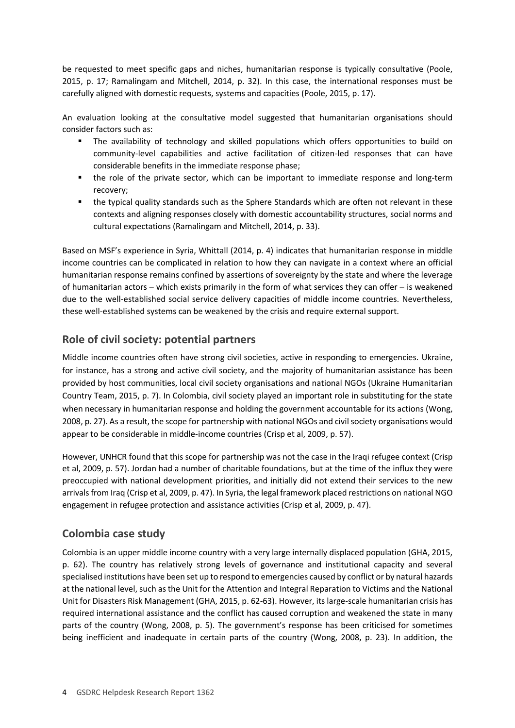be requested to meet specific gaps and niches, humanitarian response is typically consultative (Poole, 2015, p. 17; Ramalingam and Mitchell, 2014, p. 32). In this case, the international responses must be carefully aligned with domestic requests, systems and capacities (Poole, 2015, p. 17).

An evaluation looking at the consultative model suggested that humanitarian organisations should consider factors such as:

- The availability of technology and skilled populations which offers opportunities to build on community-level capabilities and active facilitation of citizen-led responses that can have considerable benefits in the immediate response phase;
- the role of the private sector, which can be important to immediate response and long-term recovery;
- the typical quality standards such as the Sphere Standards which are often not relevant in these contexts and aligning responses closely with domestic accountability structures, social norms and cultural expectations (Ramalingam and Mitchell, 2014, p. 33).

Based on MSF's experience in Syria, Whittall (2014, p. 4) indicates that humanitarian response in middle income countries can be complicated in relation to how they can navigate in a context where an official humanitarian response remains confined by assertions of sovereignty by the state and where the leverage of humanitarian actors – which exists primarily in the form of what services they can offer – is weakened due to the well-established social service delivery capacities of middle income countries. Nevertheless, these well-established systems can be weakened by the crisis and require external support.

## Role of civil society: potential partners

Middle income countries often have strong civil societies, active in responding to emergencies. Ukraine, for instance, has a strong and active civil society, and the majority of humanitarian assistance has been provided by host communities, local civil society organisations and national NGOs (Ukraine Humanitarian Country Team, 2015, p. 7). In Colombia, civil society played an important role in substituting for the state when necessary in humanitarian response and holding the government accountable for its actions (Wong, 2008, p. 27). As a result, the scope for partnership with national NGOs and civil society organisations would appear to be considerable in middle-income countries (Crisp et al, 2009, p. 57).

However, UNHCR found that this scope for partnership was not the case in the Iraqi refugee context (Crisp et al, 2009, p. 57). Jordan had a number of charitable foundations, but at the time of the influx they were preoccupied with national development priorities, and initially did not extend their services to the new arrivals from Iraq (Crisp et al, 2009, p. 47). In Syria, the legal framework placed restrictions on national NGO engagement in refugee protection and assistance activities (Crisp et al, 2009, p. 47).

## Colombia case study

Colombia is an upper middle income country with a very large internally displaced population (GHA, 2015, p. 62). The country has relatively strong levels of governance and institutional capacity and several specialised institutions have been set up to respond to emergencies caused by conflict or by natural hazards at the national level, such as the Unit for the Attention and Integral Reparation to Victims and the National Unit for Disasters Risk Management (GHA, 2015, p. 62-63). However, its large-scale humanitarian crisis has required international assistance and the conflict has caused corruption and weakened the state in many parts of the country (Wong, 2008, p. 5). The government's response has been criticised for sometimes being inefficient and inadequate in certain parts of the country (Wong, 2008, p. 23). In addition, the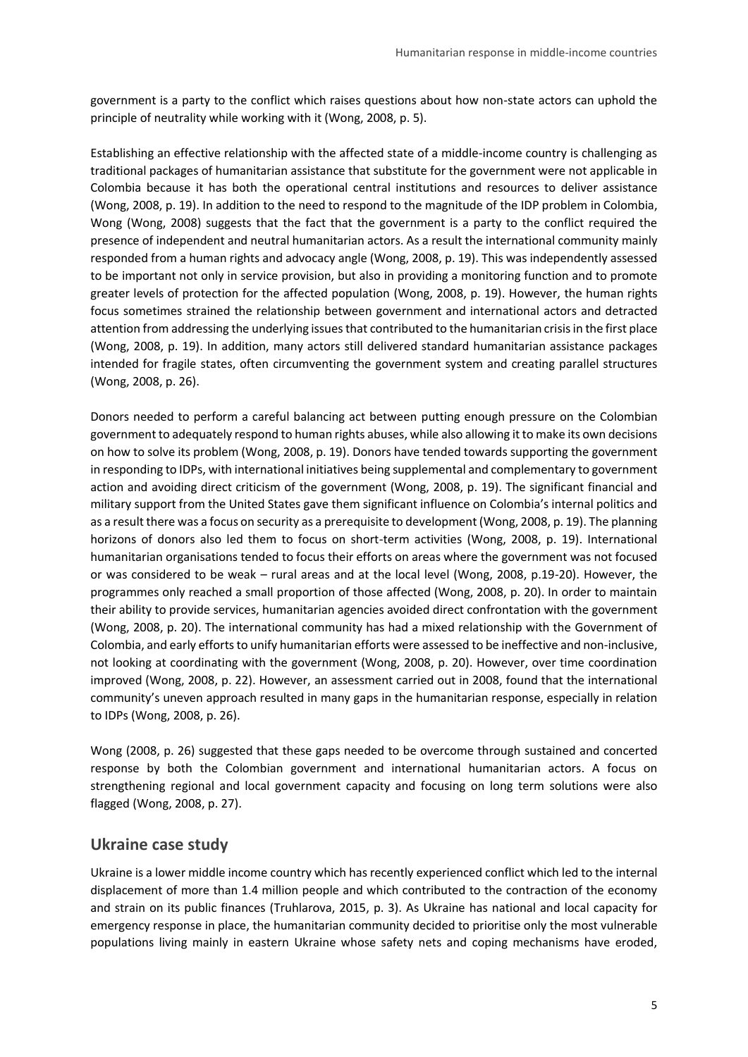government is a party to the conflict which raises questions about how non-state actors can uphold the principle of neutrality while working with it (Wong, 2008, p. 5).

Establishing an effective relationship with the affected state of a middle-income country is challenging as traditional packages of humanitarian assistance that substitute for the government were not applicable in Colombia because it has both the operational central institutions and resources to deliver assistance (Wong, 2008, p. 19). In addition to the need to respond to the magnitude of the IDP problem in Colombia, Wong (Wong, 2008) suggests that the fact that the government is a party to the conflict required the presence of independent and neutral humanitarian actors. As a result the international community mainly responded from a human rights and advocacy angle (Wong, 2008, p. 19). This was independently assessed to be important not only in service provision, but also in providing a monitoring function and to promote greater levels of protection for the affected population (Wong, 2008, p. 19). However, the human rights focus sometimes strained the relationship between government and international actors and detracted attention from addressing the underlying issues that contributed to the humanitarian crisis in the first place (Wong, 2008, p. 19). In addition, many actors still delivered standard humanitarian assistance packages intended for fragile states, often circumventing the government system and creating parallel structures (Wong, 2008, p. 26).

Donors needed to perform a careful balancing act between putting enough pressure on the Colombian government to adequately respond to human rights abuses, while also allowing it to make its own decisions on how to solve its problem (Wong, 2008, p. 19). Donors have tended towards supporting the government in responding to IDPs, with international initiatives being supplemental and complementary to government action and avoiding direct criticism of the government (Wong, 2008, p. 19). The significant financial and military support from the United States gave them significant influence on Colombia's internal politics and as a result there was a focus on security as a prerequisite to development (Wong, 2008, p. 19). The planning horizons of donors also led them to focus on short-term activities (Wong, 2008, p. 19). International humanitarian organisations tended to focus their efforts on areas where the government was not focused or was considered to be weak – rural areas and at the local level (Wong, 2008, p.19-20). However, the programmes only reached a small proportion of those affected (Wong, 2008, p. 20). In order to maintain their ability to provide services, humanitarian agencies avoided direct confrontation with the government (Wong, 2008, p. 20). The international community has had a mixed relationship with the Government of Colombia, and early efforts to unify humanitarian efforts were assessed to be ineffective and non-inclusive, not looking at coordinating with the government (Wong, 2008, p. 20). However, over time coordination improved (Wong, 2008, p. 22). However, an assessment carried out in 2008, found that the international community's uneven approach resulted in many gaps in the humanitarian response, especially in relation to IDPs (Wong, 2008, p. 26).

Wong (2008, p. 26) suggested that these gaps needed to be overcome through sustained and concerted response by both the Colombian government and international humanitarian actors. A focus on strengthening regional and local government capacity and focusing on long term solutions were also flagged (Wong, 2008, p. 27).

## Ukraine case study

Ukraine is a lower middle income country which has recently experienced conflict which led to the internal displacement of more than 1.4 million people and which contributed to the contraction of the economy and strain on its public finances (Truhlarova, 2015, p. 3). As Ukraine has national and local capacity for emergency response in place, the humanitarian community decided to prioritise only the most vulnerable populations living mainly in eastern Ukraine whose safety nets and coping mechanisms have eroded,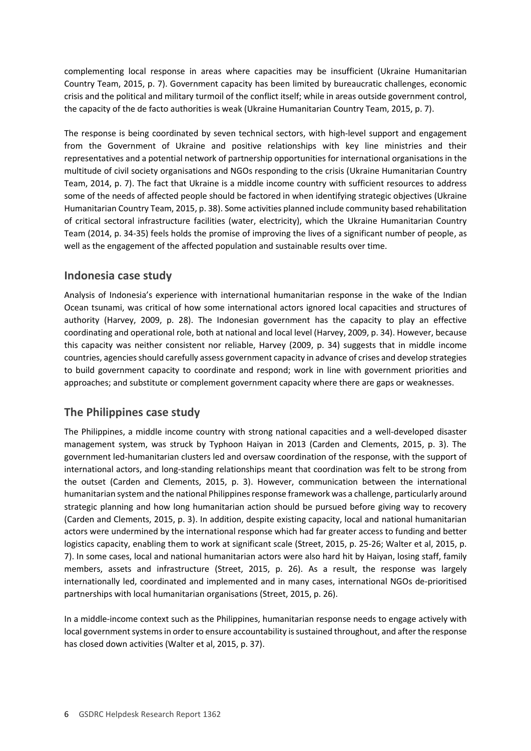complementing local response in areas where capacities may be insufficient (Ukraine Humanitarian Country Team, 2015, p. 7). Government capacity has been limited by bureaucratic challenges, economic crisis and the political and military turmoil of the conflict itself; while in areas outside government control, the capacity of the de facto authorities is weak (Ukraine Humanitarian Country Team, 2015, p. 7).

The response is being coordinated by seven technical sectors, with high-level support and engagement from the Government of Ukraine and positive relationships with key line ministries and their representatives and a potential network of partnership opportunities for international organisations in the multitude of civil society organisations and NGOs responding to the crisis (Ukraine Humanitarian Country Team, 2014, p. 7). The fact that Ukraine is a middle income country with sufficient resources to address some of the needs of affected people should be factored in when identifying strategic objectives (Ukraine Humanitarian Country Team, 2015, p. 38). Some activities planned include community based rehabilitation of critical sectoral infrastructure facilities (water, electricity), which the Ukraine Humanitarian Country Team (2014, p. 34-35) feels holds the promise of improving the lives of a significant number of people, as well as the engagement of the affected population and sustainable results over time.

## Indonesia case study

Analysis of Indonesia's experience with international humanitarian response in the wake of the Indian Ocean tsunami, was critical of how some international actors ignored local capacities and structures of authority (Harvey, 2009, p. 28). The Indonesian government has the capacity to play an effective coordinating and operational role, both at national and local level (Harvey, 2009, p. 34). However, because this capacity was neither consistent nor reliable, Harvey (2009, p. 34) suggests that in middle income countries, agencies should carefully assess government capacity in advance of crises and develop strategies to build government capacity to coordinate and respond; work in line with government priorities and approaches; and substitute or complement government capacity where there are gaps or weaknesses.

## The Philippines case study

The Philippines, a middle income country with strong national capacities and a well-developed disaster management system, was struck by Typhoon Haiyan in 2013 (Carden and Clements, 2015, p. 3). The government led-humanitarian clusters led and oversaw coordination of the response, with the support of international actors, and long-standing relationships meant that coordination was felt to be strong from the outset (Carden and Clements, 2015, p. 3). However, communication between the international humanitarian system and the national Philippines response framework was a challenge, particularly around strategic planning and how long humanitarian action should be pursued before giving way to recovery (Carden and Clements, 2015, p. 3). In addition, despite existing capacity, local and national humanitarian actors were undermined by the international response which had far greater access to funding and better logistics capacity, enabling them to work at significant scale (Street, 2015, p. 25-26; Walter et al, 2015, p. 7). In some cases, local and national humanitarian actors were also hard hit by Haiyan, losing staff, family members, assets and infrastructure (Street, 2015, p. 26). As a result, the response was largely internationally led, coordinated and implemented and in many cases, international NGOs de-prioritised partnerships with local humanitarian organisations (Street, 2015, p. 26).

In a middle-income context such as the Philippines, humanitarian response needs to engage actively with local government systems in order to ensure accountability is sustained throughout, and after the response has closed down activities (Walter et al, 2015, p. 37).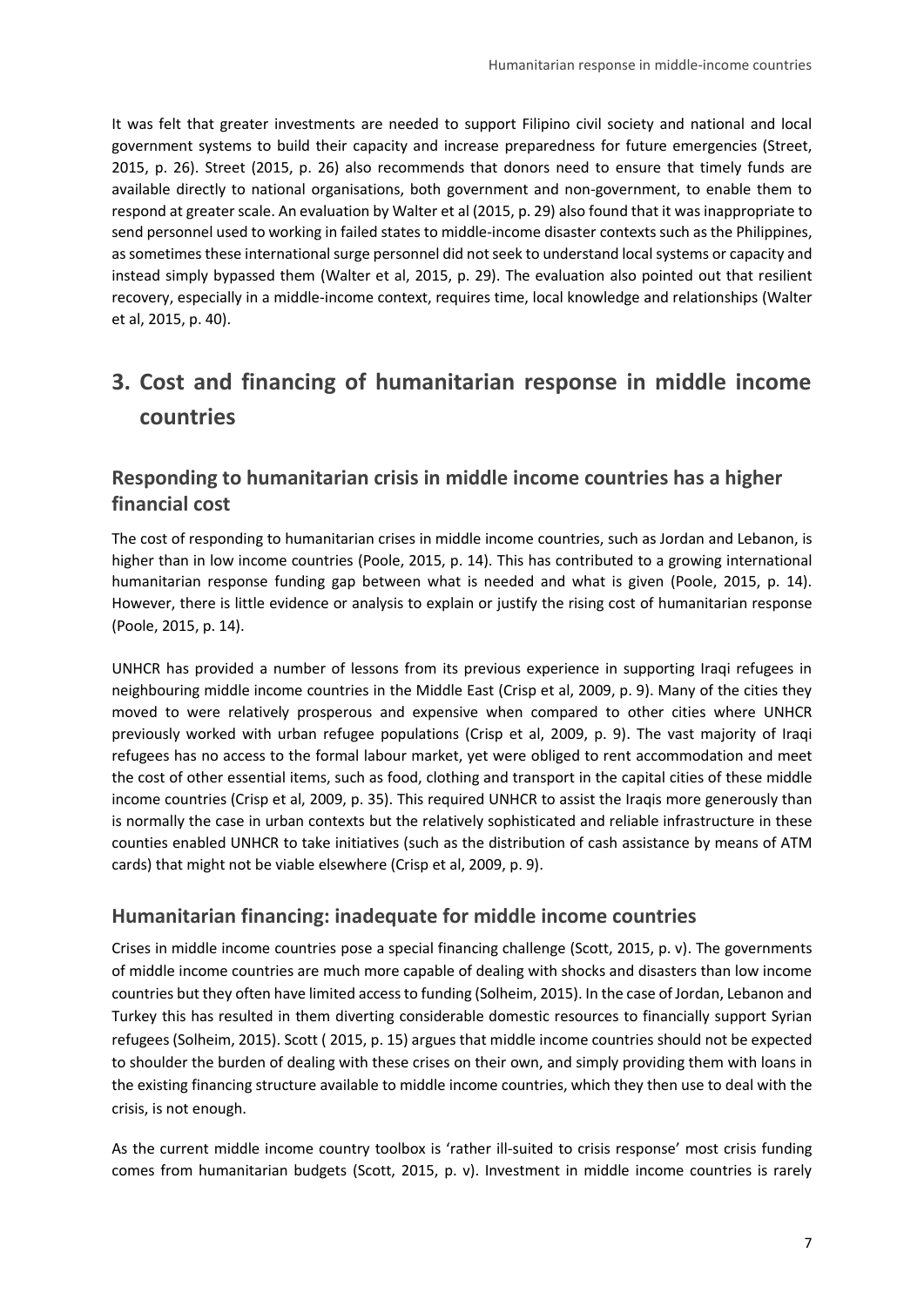It was felt that greater investments are needed to support Filipino civil society and national and local government systems to build their capacity and increase preparedness for future emergencies (Street, 2015, p. 26). Street (2015, p. 26) also recommends that donors need to ensure that timely funds are available directly to national organisations, both government and non-government, to enable them to respond at greater scale. An evaluation by Walter et al (2015, p. 29) also found that it was inappropriate to send personnel used to working in failed states to middle-income disaster contexts such as the Philippines, as sometimes these international surge personnel did not seek to understand local systems or capacity and instead simply bypassed them (Walter et al, 2015, p. 29). The evaluation also pointed out that resilient recovery, especially in a middle-income context, requires time, local knowledge and relationships (Walter et al, 2015, p. 40).

# 3. Cost and financing of humanitarian response in middle income countries

## Responding to humanitarian crisis in middle income countries has a higher financial cost

The cost of responding to humanitarian crises in middle income countries, such as Jordan and Lebanon, is higher than in low income countries (Poole, 2015, p. 14). This has contributed to a growing international humanitarian response funding gap between what is needed and what is given (Poole, 2015, p. 14). However, there is little evidence or analysis to explain or justify the rising cost of humanitarian response (Poole, 2015, p. 14).

UNHCR has provided a number of lessons from its previous experience in supporting Iraqi refugees in neighbouring middle income countries in the Middle East (Crisp et al, 2009, p. 9). Many of the cities they moved to were relatively prosperous and expensive when compared to other cities where UNHCR previously worked with urban refugee populations (Crisp et al, 2009, p. 9). The vast majority of Iraqi refugees has no access to the formal labour market, yet were obliged to rent accommodation and meet the cost of other essential items, such as food, clothing and transport in the capital cities of these middle income countries (Crisp et al, 2009, p. 35). This required UNHCR to assist the Iraqis more generously than is normally the case in urban contexts but the relatively sophisticated and reliable infrastructure in these counties enabled UNHCR to take initiatives (such as the distribution of cash assistance by means of ATM cards) that might not be viable elsewhere (Crisp et al, 2009, p. 9).

## Humanitarian financing: inadequate for middle income countries

Crises in middle income countries pose a special financing challenge (Scott, 2015, p. v). The governments of middle income countries are much more capable of dealing with shocks and disasters than low income countries but they often have limited access to funding (Solheim, 2015). In the case of Jordan, Lebanon and Turkey this has resulted in them diverting considerable domestic resources to financially support Syrian refugees (Solheim, 2015). Scott ( 2015, p. 15) argues that middle income countries should not be expected to shoulder the burden of dealing with these crises on their own, and simply providing them with loans in the existing financing structure available to middle income countries, which they then use to deal with the crisis, is not enough.

As the current middle income country toolbox is 'rather ill-suited to crisis response' most crisis funding comes from humanitarian budgets (Scott, 2015, p. v). Investment in middle income countries is rarely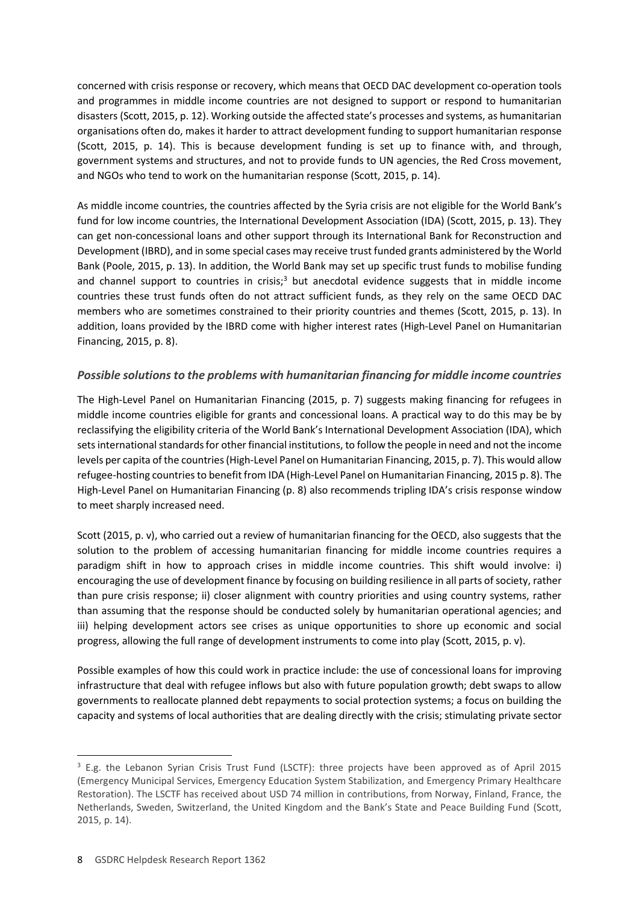concerned with crisis response or recovery, which means that OECD DAC development co-operation tools and programmes in middle income countries are not designed to support or respond to humanitarian disasters (Scott, 2015, p. 12). Working outside the affected state's processes and systems, as humanitarian organisations often do, makes it harder to attract development funding to support humanitarian response (Scott, 2015, p. 14). This is because development funding is set up to finance with, and through, government systems and structures, and not to provide funds to UN agencies, the Red Cross movement, and NGOs who tend to work on the humanitarian response (Scott, 2015, p. 14).

As middle income countries, the countries affected by the Syria crisis are not eligible for the World Bank's fund for low income countries, the International Development Association (IDA) (Scott, 2015, p. 13). They can get non-concessional loans and other support through its International Bank for Reconstruction and Development (IBRD), and in some special cases may receive trust funded grants administered by the World Bank (Poole, 2015, p. 13). In addition, the World Bank may set up specific trust funds to mobilise funding and channel support to countries in crisis;[3] but anecdotal evidence suggests that in middle income countries these trust funds often do not attract sufficient funds, as they rely on the same OECD DAC members who are sometimes constrained to their priority countries and themes (Scott, 2015, p. 13). In addition, loans provided by the IBRD come with higher interest rates (High-Level Panel on Humanitarian Financing, 2015, p. 8).

### *Possible solutions to the problems with humanitarian financing for middle income countries*

The High-Level Panel on Humanitarian Financing (2015, p. 7) suggests making financing for refugees in middle income countries eligible for grants and concessional loans. A practical way to do this may be by reclassifying the eligibility criteria of the World Bank's International Development Association (IDA), which sets international standards for other financial institutions, to follow the people in need and not the income levels per capita of the countries (High-Level Panel on Humanitarian Financing, 2015, p. 7). This would allow refugee-hosting countries to benefit from IDA (High-Level Panel on Humanitarian Financing, 2015 p. 8). The High-Level Panel on Humanitarian Financing (p. 8) also recommends tripling IDA's crisis response window to meet sharply increased need.

Scott (2015, p. v), who carried out a review of humanitarian financing for the OECD, also suggests that the solution to the problem of accessing humanitarian financing for middle income countries requires a paradigm shift in how to approach crises in middle income countries. This shift would involve: i) encouraging the use of development finance by focusing on building resilience in all parts of society, rather than pure crisis response; ii) closer alignment with country priorities and using country systems, rather than assuming that the response should be conducted solely by humanitarian operational agencies; and iii) helping development actors see crises as unique opportunities to shore up economic and social progress, allowing the full range of development instruments to come into play (Scott, 2015, p. v).

Possible examples of how this could work in practice include: the use of concessional loans for improving infrastructure that deal with refugee inflows but also with future population growth; debt swaps to allow governments to reallocate planned debt repayments to social protection systems; a focus on building the capacity and systems of local authorities that are dealing directly with the crisis; stimulating private sector

---

[3] E.g. the Lebanon Syrian Crisis Trust Fund (LSCTF): three projects have been approved as of April 2015 (Emergency Municipal Services, Emergency Education System Stabilization, and Emergency Primary Healthcare Restoration). The LSCTF has received about USD 74 million in contributions, from Norway, Finland, France, the Netherlands, Sweden, Switzerland, the United Kingdom and the Bank's State and Peace Building Fund (Scott, 2015, p. 14).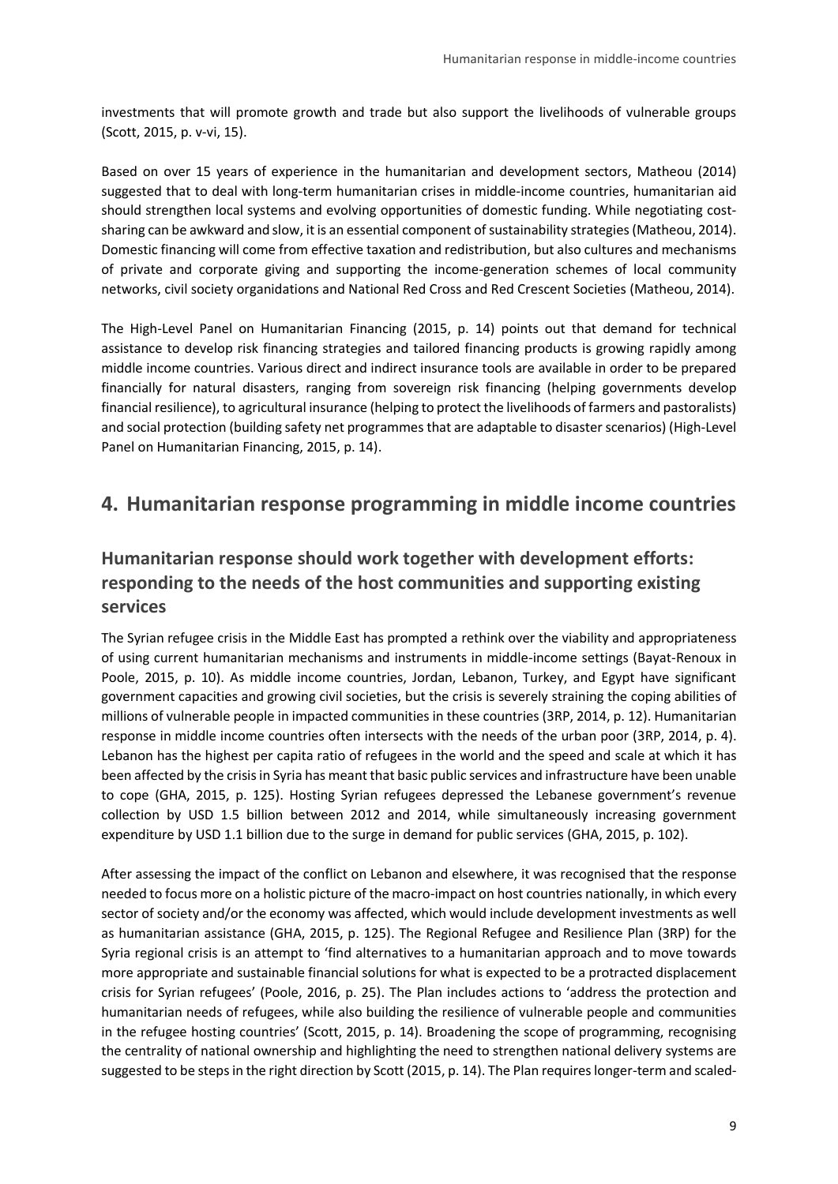investments that will promote growth and trade but also support the livelihoods of vulnerable groups (Scott, 2015, p. v-vi, 15).

Based on over 15 years of experience in the humanitarian and development sectors, Matheou (2014) suggested that to deal with long-term humanitarian crises in middle-income countries, humanitarian aid should strengthen local systems and evolving opportunities of domestic funding. While negotiating cost-sharing can be awkward and slow, it is an essential component of sustainability strategies (Matheou, 2014). Domestic financing will come from effective taxation and redistribution, but also cultures and mechanisms of private and corporate giving and supporting the income-generation schemes of local community networks, civil society organidations and National Red Cross and Red Crescent Societies (Matheou, 2014).

The High-Level Panel on Humanitarian Financing (2015, p. 14) points out that demand for technical assistance to develop risk financing strategies and tailored financing products is growing rapidly among middle income countries. Various direct and indirect insurance tools are available in order to be prepared financially for natural disasters, ranging from sovereign risk financing (helping governments develop financial resilience), to agricultural insurance (helping to protect the livelihoods of farmers and pastoralists) and social protection (building safety net programmes that are adaptable to disaster scenarios) (High-Level Panel on Humanitarian Financing, 2015, p. 14).

## 4. Humanitarian response programming in middle income countries

### Humanitarian response should work together with development efforts: responding to the needs of the host communities and supporting existing services

The Syrian refugee crisis in the Middle East has prompted a rethink over the viability and appropriateness of using current humanitarian mechanisms and instruments in middle-income settings (Bayat-Renoux in Poole, 2015, p. 10). As middle income countries, Jordan, Lebanon, Turkey, and Egypt have significant government capacities and growing civil societies, but the crisis is severely straining the coping abilities of millions of vulnerable people in impacted communities in these countries (3RP, 2014, p. 12). Humanitarian response in middle income countries often intersects with the needs of the urban poor (3RP, 2014, p. 4). Lebanon has the highest per capita ratio of refugees in the world and the speed and scale at which it has been affected by the crisis in Syria has meant that basic public services and infrastructure have been unable to cope (GHA, 2015, p. 125). Hosting Syrian refugees depressed the Lebanese government's revenue collection by USD 1.5 billion between 2012 and 2014, while simultaneously increasing government expenditure by USD 1.1 billion due to the surge in demand for public services (GHA, 2015, p. 102).

After assessing the impact of the conflict on Lebanon and elsewhere, it was recognised that the response needed to focus more on a holistic picture of the macro-impact on host countries nationally, in which every sector of society and/or the economy was affected, which would include development investments as well as humanitarian assistance (GHA, 2015, p. 125). The Regional Refugee and Resilience Plan (3RP) for the Syria regional crisis is an attempt to 'find alternatives to a humanitarian approach and to move towards more appropriate and sustainable financial solutions for what is expected to be a protracted displacement crisis for Syrian refugees' (Poole, 2016, p. 25). The Plan includes actions to 'address the protection and humanitarian needs of refugees, while also building the resilience of vulnerable people and communities in the refugee hosting countries' (Scott, 2015, p. 14). Broadening the scope of programming, recognising the centrality of national ownership and highlighting the need to strengthen national delivery systems are suggested to be steps in the right direction by Scott (2015, p. 14). The Plan requires longer-term and scaled-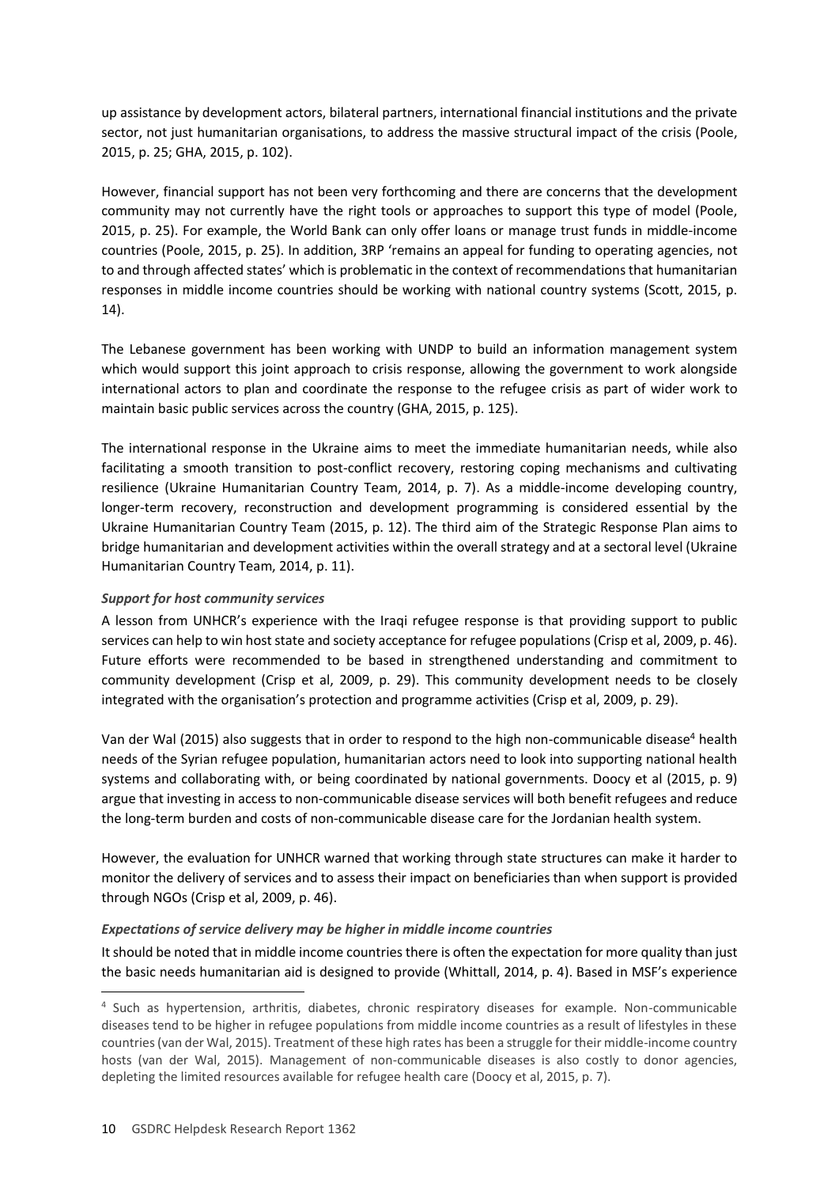up assistance by development actors, bilateral partners, international financial institutions and the private sector, not just humanitarian organisations, to address the massive structural impact of the crisis (Poole, 2015, p. 25; GHA, 2015, p. 102).

However, financial support has not been very forthcoming and there are concerns that the development community may not currently have the right tools or approaches to support this type of model (Poole, 2015, p. 25). For example, the World Bank can only offer loans or manage trust funds in middle-income countries (Poole, 2015, p. 25). In addition, 3RP 'remains an appeal for funding to operating agencies, not to and through affected states' which is problematic in the context of recommendations that humanitarian responses in middle income countries should be working with national country systems (Scott, 2015, p. 14).

The Lebanese government has been working with UNDP to build an information management system which would support this joint approach to crisis response, allowing the government to work alongside international actors to plan and coordinate the response to the refugee crisis as part of wider work to maintain basic public services across the country (GHA, 2015, p. 125).

The international response in the Ukraine aims to meet the immediate humanitarian needs, while also facilitating a smooth transition to post-conflict recovery, restoring coping mechanisms and cultivating resilience (Ukraine Humanitarian Country Team, 2014, p. 7). As a middle-income developing country, longer-term recovery, reconstruction and development programming is considered essential by the Ukraine Humanitarian Country Team (2015, p. 12). The third aim of the Strategic Response Plan aims to bridge humanitarian and development activities within the overall strategy and at a sectoral level (Ukraine Humanitarian Country Team, 2014, p. 11).

***Support for host community services***

A lesson from UNHCR's experience with the Iraqi refugee response is that providing support to public services can help to win host state and society acceptance for refugee populations (Crisp et al, 2009, p. 46). Future efforts were recommended to be based in strengthened understanding and commitment to community development (Crisp et al, 2009, p. 29). This community development needs to be closely integrated with the organisation's protection and programme activities (Crisp et al, 2009, p. 29).

Van der Wal (2015) also suggests that in order to respond to the high non-communicable disease[4] health needs of the Syrian refugee population, humanitarian actors need to look into supporting national health systems and collaborating with, or being coordinated by national governments. Doocy et al (2015, p. 9) argue that investing in access to non-communicable disease services will both benefit refugees and reduce the long-term burden and costs of non-communicable disease care for the Jordanian health system.

However, the evaluation for UNHCR warned that working through state structures can make it harder to monitor the delivery of services and to assess their impact on beneficiaries than when support is provided through NGOs (Crisp et al, 2009, p. 46).

***Expectations of service delivery may be higher in middle income countries***

It should be noted that in middle income countries there is often the expectation for more quality than just the basic needs humanitarian aid is designed to provide (Whittall, 2014, p. 4). Based in MSF's experience

---

[4] Such as hypertension, arthritis, diabetes, chronic respiratory diseases for example. Non-communicable diseases tend to be higher in refugee populations from middle income countries as a result of lifestyles in these countries (van der Wal, 2015). Treatment of these high rates has been a struggle for their middle-income country hosts (van der Wal, 2015). Management of non-communicable diseases is also costly to donor agencies, depleting the limited resources available for refugee health care (Doocy et al, 2015, p. 7).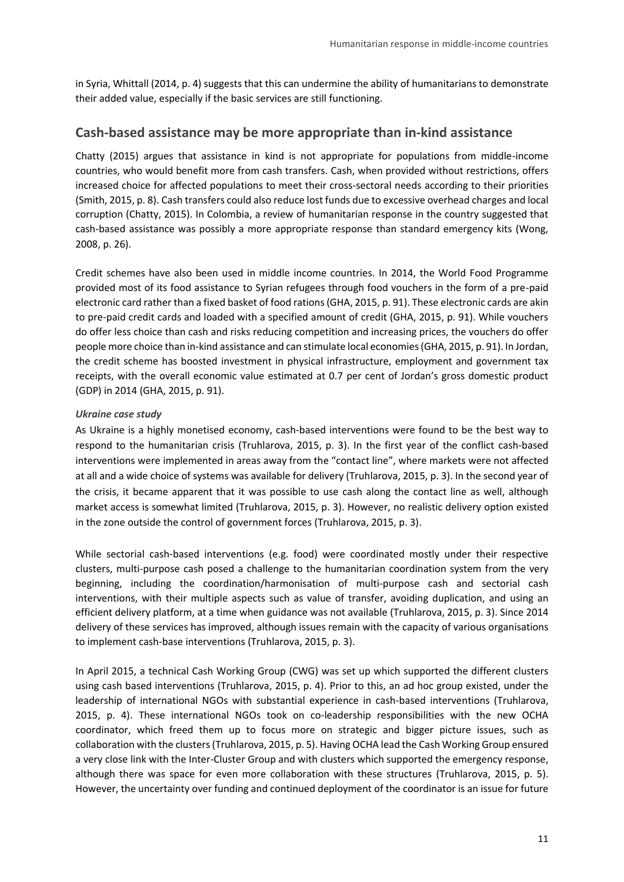in Syria, Whittall (2014, p. 4) suggests that this can undermine the ability of humanitarians to demonstrate their added value, especially if the basic services are still functioning.

## Cash-based assistance may be more appropriate than in-kind assistance

Chatty (2015) argues that assistance in kind is not appropriate for populations from middle-income countries, who would benefit more from cash transfers. Cash, when provided without restrictions, offers increased choice for affected populations to meet their cross-sectoral needs according to their priorities (Smith, 2015, p. 8). Cash transfers could also reduce lost funds due to excessive overhead charges and local corruption (Chatty, 2015). In Colombia, a review of humanitarian response in the country suggested that cash-based assistance was possibly a more appropriate response than standard emergency kits (Wong, 2008, p. 26).

Credit schemes have also been used in middle income countries. In 2014, the World Food Programme provided most of its food assistance to Syrian refugees through food vouchers in the form of a pre-paid electronic card rather than a fixed basket of food rations (GHA, 2015, p. 91). These electronic cards are akin to pre-paid credit cards and loaded with a specified amount of credit (GHA, 2015, p. 91). While vouchers do offer less choice than cash and risks reducing competition and increasing prices, the vouchers do offer people more choice than in-kind assistance and can stimulate local economies (GHA, 2015, p. 91). In Jordan, the credit scheme has boosted investment in physical infrastructure, employment and government tax receipts, with the overall economic value estimated at 0.7 per cent of Jordan's gross domestic product (GDP) in 2014 (GHA, 2015, p. 91).

*Ukraine case study*

As Ukraine is a highly monetised economy, cash-based interventions were found to be the best way to respond to the humanitarian crisis (Truhlarova, 2015, p. 3). In the first year of the conflict cash-based interventions were implemented in areas away from the "contact line", where markets were not affected at all and a wide choice of systems was available for delivery (Truhlarova, 2015, p. 3). In the second year of the crisis, it became apparent that it was possible to use cash along the contact line as well, although market access is somewhat limited (Truhlarova, 2015, p. 3). However, no realistic delivery option existed in the zone outside the control of government forces (Truhlarova, 2015, p. 3).

While sectorial cash-based interventions (e.g. food) were coordinated mostly under their respective clusters, multi-purpose cash posed a challenge to the humanitarian coordination system from the very beginning, including the coordination/harmonisation of multi-purpose cash and sectorial cash interventions, with their multiple aspects such as value of transfer, avoiding duplication, and using an efficient delivery platform, at a time when guidance was not available (Truhlarova, 2015, p. 3). Since 2014 delivery of these services has improved, although issues remain with the capacity of various organisations to implement cash-base interventions (Truhlarova, 2015, p. 3).

In April 2015, a technical Cash Working Group (CWG) was set up which supported the different clusters using cash based interventions (Truhlarova, 2015, p. 4). Prior to this, an ad hoc group existed, under the leadership of international NGOs with substantial experience in cash-based interventions (Truhlarova, 2015, p. 4). These international NGOs took on co-leadership responsibilities with the new OCHA coordinator, which freed them up to focus more on strategic and bigger picture issues, such as collaboration with the clusters (Truhlarova, 2015, p. 5). Having OCHA lead the Cash Working Group ensured a very close link with the Inter-Cluster Group and with clusters which supported the emergency response, although there was space for even more collaboration with these structures (Truhlarova, 2015, p. 5). However, the uncertainty over funding and continued deployment of the coordinator is an issue for future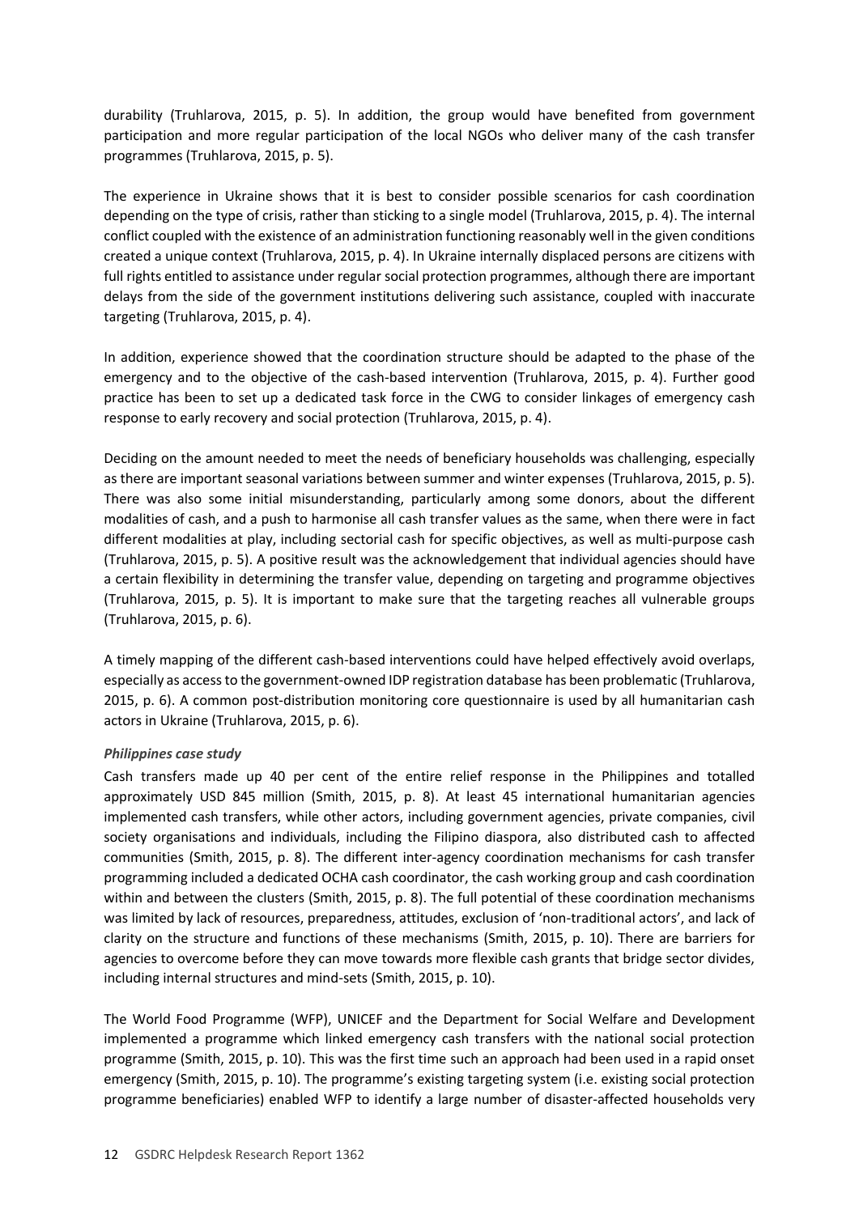durability (Truhlarova, 2015, p. 5). In addition, the group would have benefited from government participation and more regular participation of the local NGOs who deliver many of the cash transfer programmes (Truhlarova, 2015, p. 5).

The experience in Ukraine shows that it is best to consider possible scenarios for cash coordination depending on the type of crisis, rather than sticking to a single model (Truhlarova, 2015, p. 4). The internal conflict coupled with the existence of an administration functioning reasonably well in the given conditions created a unique context (Truhlarova, 2015, p. 4). In Ukraine internally displaced persons are citizens with full rights entitled to assistance under regular social protection programmes, although there are important delays from the side of the government institutions delivering such assistance, coupled with inaccurate targeting (Truhlarova, 2015, p. 4).

In addition, experience showed that the coordination structure should be adapted to the phase of the emergency and to the objective of the cash-based intervention (Truhlarova, 2015, p. 4). Further good practice has been to set up a dedicated task force in the CWG to consider linkages of emergency cash response to early recovery and social protection (Truhlarova, 2015, p. 4).

Deciding on the amount needed to meet the needs of beneficiary households was challenging, especially as there are important seasonal variations between summer and winter expenses (Truhlarova, 2015, p. 5). There was also some initial misunderstanding, particularly among some donors, about the different modalities of cash, and a push to harmonise all cash transfer values as the same, when there were in fact different modalities at play, including sectorial cash for specific objectives, as well as multi-purpose cash (Truhlarova, 2015, p. 5). A positive result was the acknowledgement that individual agencies should have a certain flexibility in determining the transfer value, depending on targeting and programme objectives (Truhlarova, 2015, p. 5). It is important to make sure that the targeting reaches all vulnerable groups (Truhlarova, 2015, p. 6).

A timely mapping of the different cash-based interventions could have helped effectively avoid overlaps, especially as access to the government-owned IDP registration database has been problematic (Truhlarova, 2015, p. 6). A common post-distribution monitoring core questionnaire is used by all humanitarian cash actors in Ukraine (Truhlarova, 2015, p. 6).

*Philippines case study*

Cash transfers made up 40 per cent of the entire relief response in the Philippines and totalled approximately USD 845 million (Smith, 2015, p. 8). At least 45 international humanitarian agencies implemented cash transfers, while other actors, including government agencies, private companies, civil society organisations and individuals, including the Filipino diaspora, also distributed cash to affected communities (Smith, 2015, p. 8). The different inter-agency coordination mechanisms for cash transfer programming included a dedicated OCHA cash coordinator, the cash working group and cash coordination within and between the clusters (Smith, 2015, p. 8). The full potential of these coordination mechanisms was limited by lack of resources, preparedness, attitudes, exclusion of 'non-traditional actors', and lack of clarity on the structure and functions of these mechanisms (Smith, 2015, p. 10). There are barriers for agencies to overcome before they can move towards more flexible cash grants that bridge sector divides, including internal structures and mind-sets (Smith, 2015, p. 10).

The World Food Programme (WFP), UNICEF and the Department for Social Welfare and Development implemented a programme which linked emergency cash transfers with the national social protection programme (Smith, 2015, p. 10). This was the first time such an approach had been used in a rapid onset emergency (Smith, 2015, p. 10). The programme's existing targeting system (i.e. existing social protection programme beneficiaries) enabled WFP to identify a large number of disaster-affected households very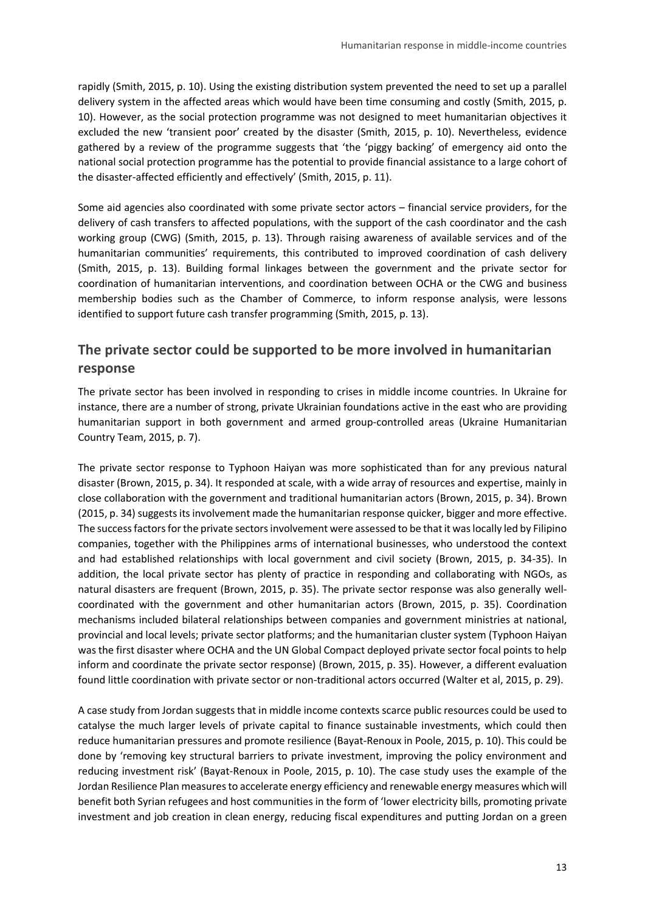rapidly (Smith, 2015, p. 10). Using the existing distribution system prevented the need to set up a parallel delivery system in the affected areas which would have been time consuming and costly (Smith, 2015, p. 10). However, as the social protection programme was not designed to meet humanitarian objectives it excluded the new 'transient poor' created by the disaster (Smith, 2015, p. 10). Nevertheless, evidence gathered by a review of the programme suggests that 'the 'piggy backing' of emergency aid onto the national social protection programme has the potential to provide financial assistance to a large cohort of the disaster-affected efficiently and effectively' (Smith, 2015, p. 11).

Some aid agencies also coordinated with some private sector actors – financial service providers, for the delivery of cash transfers to affected populations, with the support of the cash coordinator and the cash working group (CWG) (Smith, 2015, p. 13). Through raising awareness of available services and of the humanitarian communities' requirements, this contributed to improved coordination of cash delivery (Smith, 2015, p. 13). Building formal linkages between the government and the private sector for coordination of humanitarian interventions, and coordination between OCHA or the CWG and business membership bodies such as the Chamber of Commerce, to inform response analysis, were lessons identified to support future cash transfer programming (Smith, 2015, p. 13).

## The private sector could be supported to be more involved in humanitarian response

The private sector has been involved in responding to crises in middle income countries. In Ukraine for instance, there are a number of strong, private Ukrainian foundations active in the east who are providing humanitarian support in both government and armed group-controlled areas (Ukraine Humanitarian Country Team, 2015, p. 7).

The private sector response to Typhoon Haiyan was more sophisticated than for any previous natural disaster (Brown, 2015, p. 34). It responded at scale, with a wide array of resources and expertise, mainly in close collaboration with the government and traditional humanitarian actors (Brown, 2015, p. 34). Brown (2015, p. 34) suggests its involvement made the humanitarian response quicker, bigger and more effective. The success factors for the private sectors involvement were assessed to be that it was locally led by Filipino companies, together with the Philippines arms of international businesses, who understood the context and had established relationships with local government and civil society (Brown, 2015, p. 34-35). In addition, the local private sector has plenty of practice in responding and collaborating with NGOs, as natural disasters are frequent (Brown, 2015, p. 35). The private sector response was also generally well-coordinated with the government and other humanitarian actors (Brown, 2015, p. 35). Coordination mechanisms included bilateral relationships between companies and government ministries at national, provincial and local levels; private sector platforms; and the humanitarian cluster system (Typhoon Haiyan was the first disaster where OCHA and the UN Global Compact deployed private sector focal points to help inform and coordinate the private sector response) (Brown, 2015, p. 35). However, a different evaluation found little coordination with private sector or non-traditional actors occurred (Walter et al, 2015, p. 29).

A case study from Jordan suggests that in middle income contexts scarce public resources could be used to catalyse the much larger levels of private capital to finance sustainable investments, which could then reduce humanitarian pressures and promote resilience (Bayat-Renoux in Poole, 2015, p. 10). This could be done by 'removing key structural barriers to private investment, improving the policy environment and reducing investment risk' (Bayat-Renoux in Poole, 2015, p. 10). The case study uses the example of the Jordan Resilience Plan measures to accelerate energy efficiency and renewable energy measures which will benefit both Syrian refugees and host communities in the form of 'lower electricity bills, promoting private investment and job creation in clean energy, reducing fiscal expenditures and putting Jordan on a green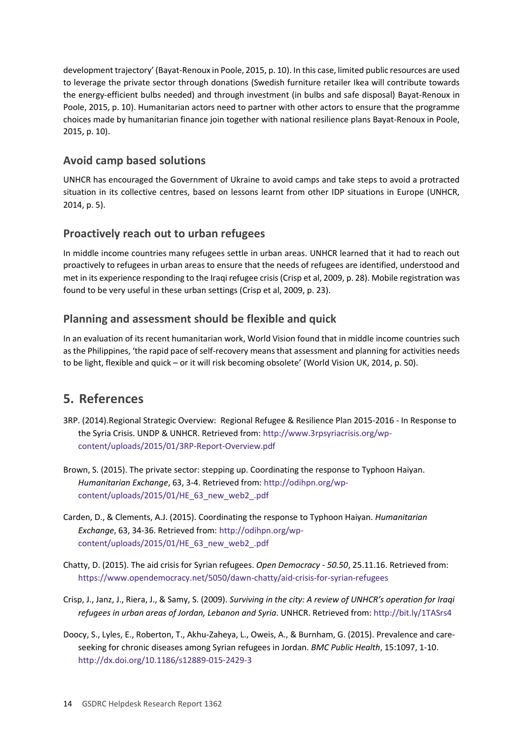development trajectory' (Bayat-Renoux in Poole, 2015, p. 10). In this case, limited public resources are used to leverage the private sector through donations (Swedish furniture retailer Ikea will contribute towards the energy-efficient bulbs needed) and through investment (in bulbs and safe disposal) Bayat-Renoux in Poole, 2015, p. 10). Humanitarian actors need to partner with other actors to ensure that the programme choices made by humanitarian finance join together with national resilience plans Bayat-Renoux in Poole, 2015, p. 10).

### Avoid camp based solutions

UNHCR has encouraged the Government of Ukraine to avoid camps and take steps to avoid a protracted situation in its collective centres, based on lessons learnt from other IDP situations in Europe (UNHCR, 2014, p. 5).

### Proactively reach out to urban refugees

In middle income countries many refugees settle in urban areas. UNHCR learned that it had to reach out proactively to refugees in urban areas to ensure that the needs of refugees are identified, understood and met in its experience responding to the Iraqi refugee crisis (Crisp et al, 2009, p. 28). Mobile registration was found to be very useful in these urban settings (Crisp et al, 2009, p. 23).

### Planning and assessment should be flexible and quick

In an evaluation of its recent humanitarian work, World Vision found that in middle income countries such as the Philippines, 'the rapid pace of self-recovery means that assessment and planning for activities needs to be light, flexible and quick – or it will risk becoming obsolete' (World Vision UK, 2014, p. 50).

## 5. References

3RP. (2014).Regional Strategic Overview: Regional Refugee & Resilience Plan 2015-2016 - In Response to the Syria Crisis. UNDP & UNHCR. Retrieved from: http://www.3rpsyriacrisis.org/wp-content/uploads/2015/01/3RP-Report-Overview.pdf

Brown, S. (2015). The private sector: stepping up. Coordinating the response to Typhoon Haiyan. *Humanitarian Exchange*, 63, 3-4. Retrieved from: http://odihpn.org/wp-content/uploads/2015/01/HE_63_new_web2_.pdf

Carden, D., & Clements, A.J. (2015). Coordinating the response to Typhoon Haiyan. *Humanitarian Exchange*, 63, 34-36. Retrieved from: http://odihpn.org/wp-content/uploads/2015/01/HE_63_new_web2_.pdf

Chatty, D. (2015). The aid crisis for Syrian refugees. *Open Democracy - 50.50*, 25.11.16. Retrieved from: https://www.opendemocracy.net/5050/dawn-chatty/aid-crisis-for-syrian-refugees

Crisp, J., Janz, J., Riera, J., & Samy, S. (2009). *Surviving in the city: A review of UNHCR's operation for Iraqi refugees in urban areas of Jordan, Lebanon and Syria*. UNHCR. Retrieved from: http://bit.ly/1TASrs4

Doocy, S., Lyles, E., Roberton, T., Akhu-Zaheya, L., Oweis, A., & Burnham, G. (2015). Prevalence and care-seeking for chronic diseases among Syrian refugees in Jordan. *BMC Public Health*, 15:1097, 1-10. http://dx.doi.org/10.1186/s12889-015-2429-3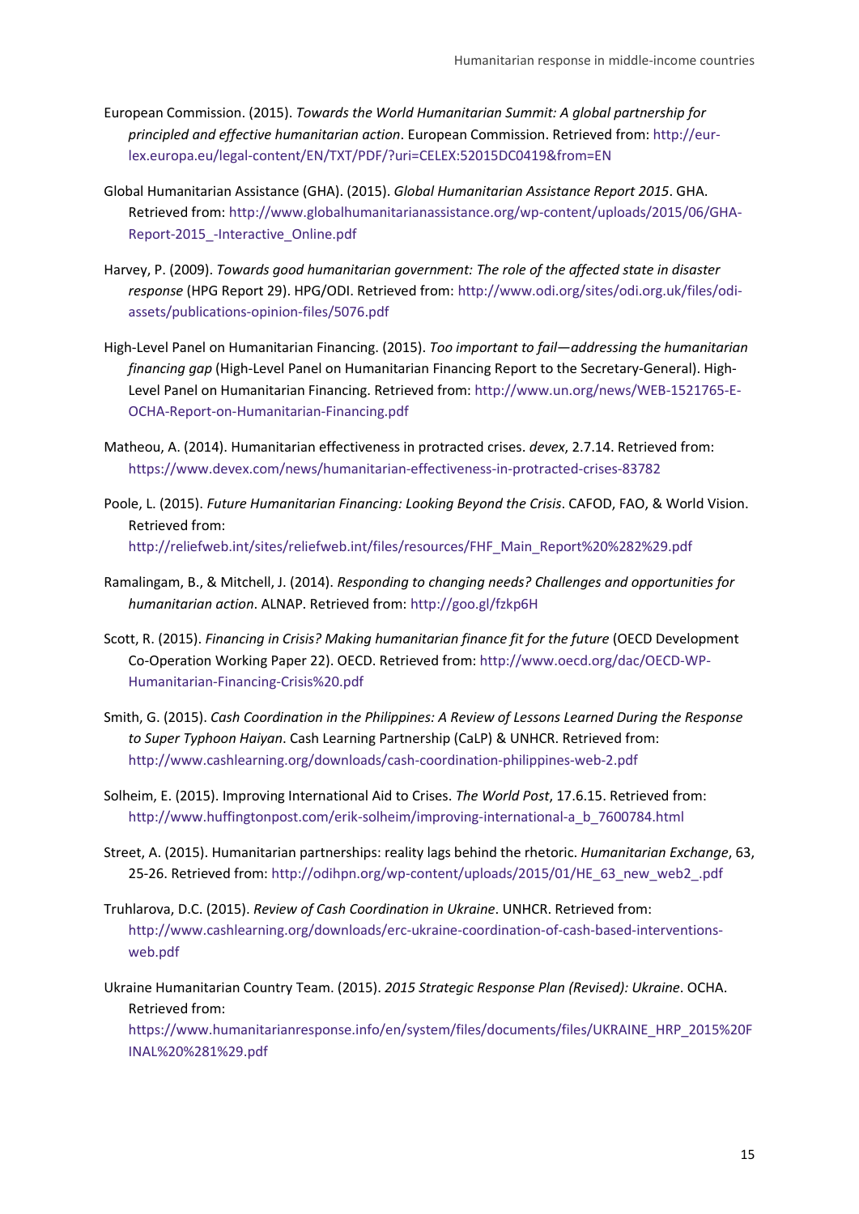European Commission. (2015). *Towards the World Humanitarian Summit: A global partnership for principled and effective humanitarian action*. European Commission. Retrieved from: http://eur-lex.europa.eu/legal-content/EN/TXT/PDF/?uri=CELEX:52015DC0419&from=EN

Global Humanitarian Assistance (GHA). (2015). *Global Humanitarian Assistance Report 2015*. GHA. Retrieved from: http://www.globalhumanitarianassistance.org/wp-content/uploads/2015/06/GHA-Report-2015_-Interactive_Online.pdf

Harvey, P. (2009). *Towards good humanitarian government: The role of the affected state in disaster response* (HPG Report 29). HPG/ODI. Retrieved from: http://www.odi.org/sites/odi.org.uk/files/odi-assets/publications-opinion-files/5076.pdf

High-Level Panel on Humanitarian Financing. (2015). *Too important to fail—addressing the humanitarian financing gap* (High-Level Panel on Humanitarian Financing Report to the Secretary-General). High-Level Panel on Humanitarian Financing. Retrieved from: http://www.un.org/news/WEB-1521765-E-OCHA-Report-on-Humanitarian-Financing.pdf

Matheou, A. (2014). Humanitarian effectiveness in protracted crises. *devex*, 2.7.14. Retrieved from: https://www.devex.com/news/humanitarian-effectiveness-in-protracted-crises-83782

Poole, L. (2015). *Future Humanitarian Financing: Looking Beyond the Crisis*. CAFOD, FAO, & World Vision. Retrieved from: http://reliefweb.int/sites/reliefweb.int/files/resources/FHF_Main_Report%20%282%29.pdf

Ramalingam, B., & Mitchell, J. (2014). *Responding to changing needs? Challenges and opportunities for humanitarian action*. ALNAP. Retrieved from: http://goo.gl/fzkp6H

Scott, R. (2015). *Financing in Crisis? Making humanitarian finance fit for the future* (OECD Development Co-Operation Working Paper 22). OECD. Retrieved from: http://www.oecd.org/dac/OECD-WP-Humanitarian-Financing-Crisis%20.pdf

Smith, G. (2015). *Cash Coordination in the Philippines: A Review of Lessons Learned During the Response to Super Typhoon Haiyan*. Cash Learning Partnership (CaLP) & UNHCR. Retrieved from: http://www.cashlearning.org/downloads/cash-coordination-philippines-web-2.pdf

Solheim, E. (2015). Improving International Aid to Crises. *The World Post*, 17.6.15. Retrieved from: http://www.huffingtonpost.com/erik-solheim/improving-international-a_b_7600784.html

Street, A. (2015). Humanitarian partnerships: reality lags behind the rhetoric. *Humanitarian Exchange*, 63, 25-26. Retrieved from: http://odihpn.org/wp-content/uploads/2015/01/HE_63_new_web2_.pdf

Truhlarova, D.C. (2015). *Review of Cash Coordination in Ukraine*. UNHCR. Retrieved from: http://www.cashlearning.org/downloads/erc-ukraine-coordination-of-cash-based-interventions-web.pdf

Ukraine Humanitarian Country Team. (2015). *2015 Strategic Response Plan (Revised): Ukraine*. OCHA. Retrieved from: https://www.humanitarianresponse.info/en/system/files/documents/files/UKRAINE_HRP_2015%20FINAL%20%281%29.pdf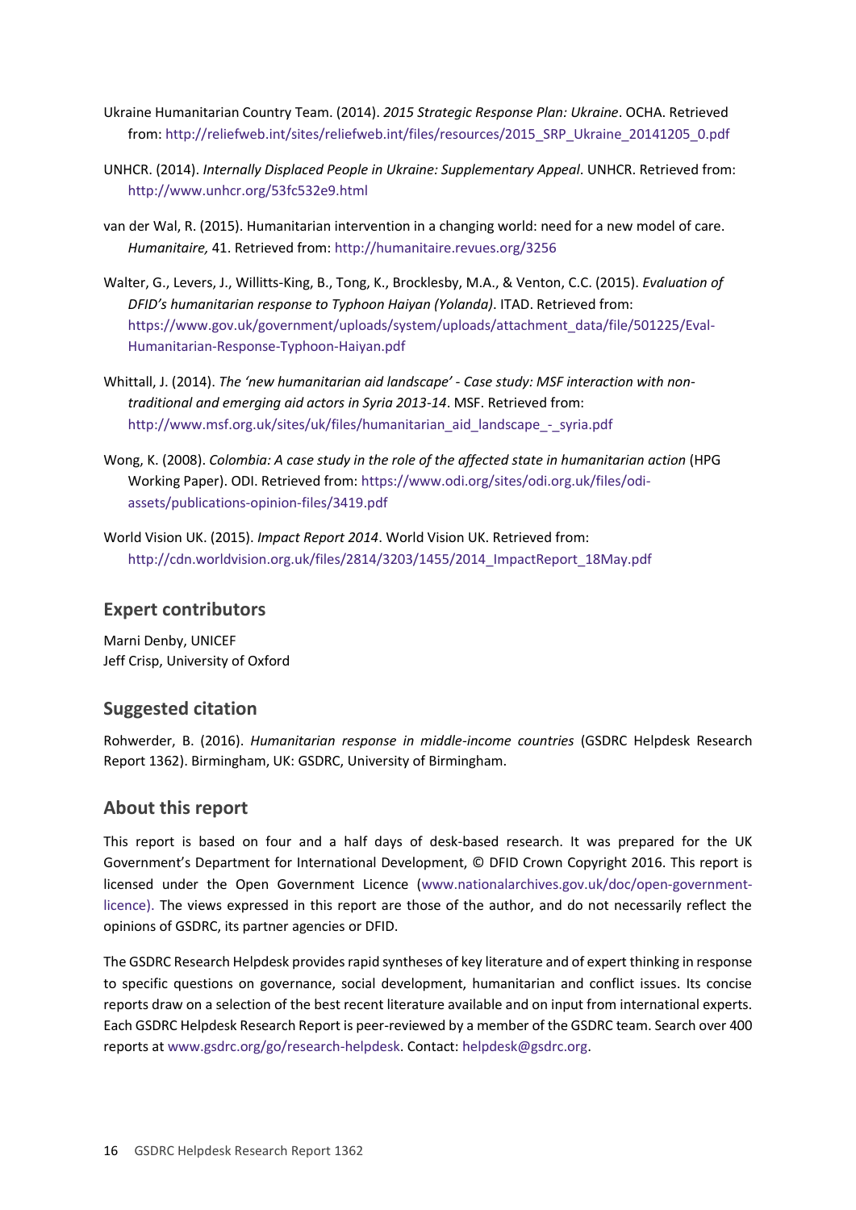Ukraine Humanitarian Country Team. (2014). *2015 Strategic Response Plan: Ukraine*. OCHA. Retrieved from: http://reliefweb.int/sites/reliefweb.int/files/resources/2015_SRP_Ukraine_20141205_0.pdf

UNHCR. (2014). *Internally Displaced People in Ukraine: Supplementary Appeal*. UNHCR. Retrieved from: http://www.unhcr.org/53fc532e9.html

van der Wal, R. (2015). Humanitarian intervention in a changing world: need for a new model of care. *Humanitaire,* 41. Retrieved from: http://humanitaire.revues.org/3256

Walter, G., Levers, J., Willitts-King, B., Tong, K., Brocklesby, M.A., & Venton, C.C. (2015). *Evaluation of DFID's humanitarian response to Typhoon Haiyan (Yolanda)*. ITAD. Retrieved from: https://www.gov.uk/government/uploads/system/uploads/attachment_data/file/501225/Eval-Humanitarian-Response-Typhoon-Haiyan.pdf

Whittall, J. (2014). *The 'new humanitarian aid landscape' - Case study: MSF interaction with non-traditional and emerging aid actors in Syria 2013-14*. MSF. Retrieved from: http://www.msf.org.uk/sites/uk/files/humanitarian_aid_landscape_-_syria.pdf

Wong, K. (2008). *Colombia: A case study in the role of the affected state in humanitarian action* (HPG Working Paper). ODI. Retrieved from: https://www.odi.org/sites/odi.org.uk/files/odi-assets/publications-opinion-files/3419.pdf

World Vision UK. (2015). *Impact Report 2014*. World Vision UK. Retrieved from: http://cdn.worldvision.org.uk/files/2814/3203/1455/2014_ImpactReport_18May.pdf

## Expert contributors

Marni Denby, UNICEF
Jeff Crisp, University of Oxford

## Suggested citation

Rohwerder, B. (2016). *Humanitarian response in middle-income countries* (GSDRC Helpdesk Research Report 1362). Birmingham, UK: GSDRC, University of Birmingham.

## About this report

This report is based on four and a half days of desk-based research. It was prepared for the UK Government's Department for International Development, © DFID Crown Copyright 2016. This report is licensed under the Open Government Licence (www.nationalarchives.gov.uk/doc/open-government-licence). The views expressed in this report are those of the author, and do not necessarily reflect the opinions of GSDRC, its partner agencies or DFID.

The GSDRC Research Helpdesk provides rapid syntheses of key literature and of expert thinking in response to specific questions on governance, social development, humanitarian and conflict issues. Its concise reports draw on a selection of the best recent literature available and on input from international experts. Each GSDRC Helpdesk Research Report is peer-reviewed by a member of the GSDRC team. Search over 400 reports at www.gsdrc.org/go/research-helpdesk. Contact: helpdesk@gsdrc.org.